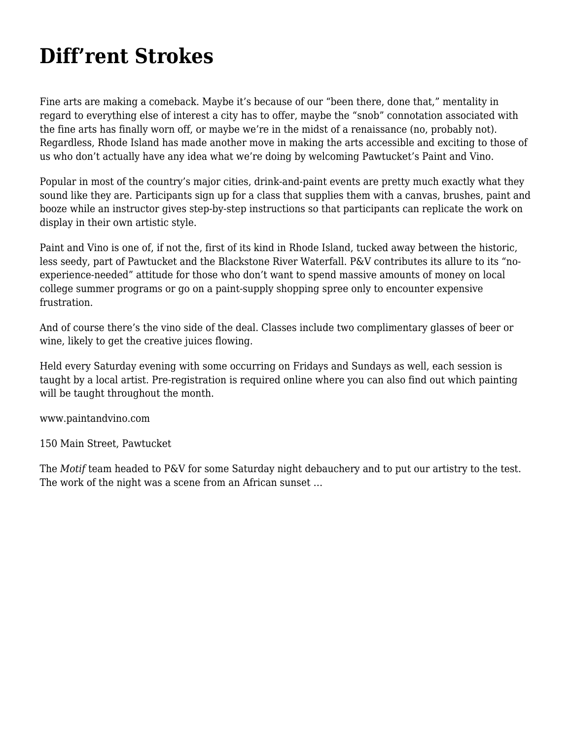# Diff’rent Strokes

Fine arts are making a comeback. Maybe it’s because of our “been there, done that,” mentality in regard to everything else of interest a city has to offer, maybe the “snob” connotation associated with the fine arts has finally worn off, or maybe we’re in the midst of a renaissance (no, probably not). Regardless, Rhode Island has made another move in making the arts accessible and exciting to those of us who don’t actually have any idea what we’re doing by welcoming Pawtucket’s Paint and Vino.

Popular in most of the country’s major cities, drink-and-paint events are pretty much exactly what they sound like they are. Participants sign up for a class that supplies them with a canvas, brushes, paint and booze while an instructor gives step-by-step instructions so that participants can replicate the work on display in their own artistic style.

Paint and Vino is one of, if not the, first of its kind in Rhode Island, tucked away between the historic, less seedy, part of Pawtucket and the Blackstone River Waterfall. P&V contributes its allure to its “no-experience-needed” attitude for those who don’t want to spend massive amounts of money on local college summer programs or go on a paint-supply shopping spree only to encounter expensive frustration.

And of course there’s the vino side of the deal. Classes include two complimentary glasses of beer or wine, likely to get the creative juices flowing.

Held every Saturday evening with some occurring on Fridays and Sundays as well, each session is taught by a local artist. Pre-registration is required online where you can also find out which painting will be taught throughout the month.

www.paintandvino.com

150 Main Street, Pawtucket

The *Motif* team headed to P&V for some Saturday night debauchery and to put our artistry to the test. The work of the night was a scene from an African sunset …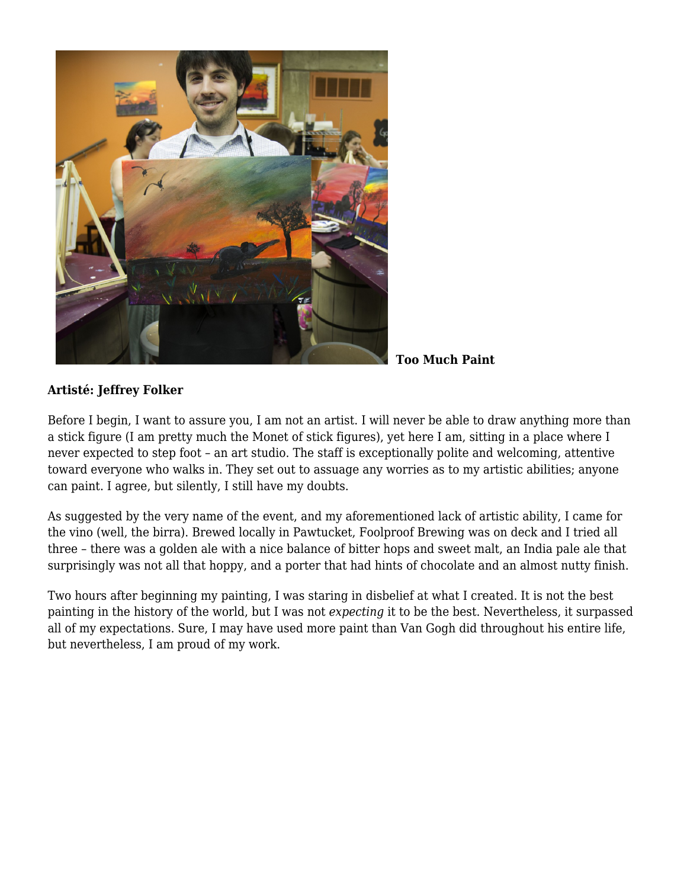**Too Much Paint**

**Artisté: Jeffrey Folker**

Before I begin, I want to assure you, I am not an artist. I will never be able to draw anything more than a stick figure (I am pretty much the Monet of stick figures), yet here I am, sitting in a place where I never expected to step foot – an art studio. The staff is exceptionally polite and welcoming, attentive toward everyone who walks in. They set out to assuage any worries as to my artistic abilities; anyone can paint. I agree, but silently, I still have my doubts.

As suggested by the very name of the event, and my aforementioned lack of artistic ability, I came for the vino (well, the birra). Brewed locally in Pawtucket, Foolproof Brewing was on deck and I tried all three – there was a golden ale with a nice balance of bitter hops and sweet malt, an India pale ale that surprisingly was not all that hoppy, and a porter that had hints of chocolate and an almost nutty finish.

Two hours after beginning my painting, I was staring in disbelief at what I created. It is not the best painting in the history of the world, but I was not *expecting* it to be the best. Nevertheless, it surpassed all of my expectations. Sure, I may have used more paint than Van Gogh did throughout his entire life, but nevertheless, I am proud of my work.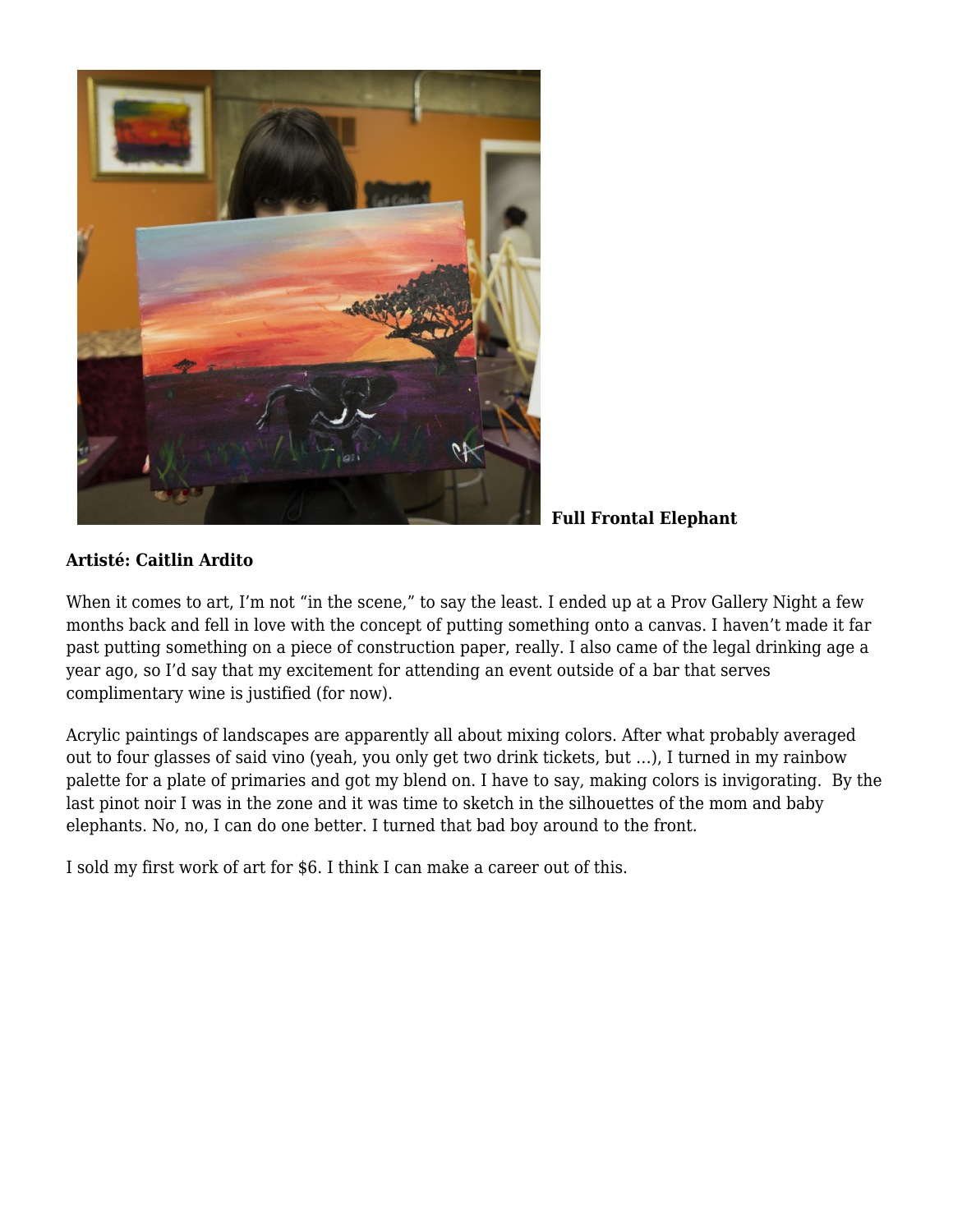**Full Frontal Elephant**

**Artisté: Caitlin Ardito**

When it comes to art, I'm not "in the scene," to say the least. I ended up at a Prov Gallery Night a few months back and fell in love with the concept of putting something onto a canvas. I haven't made it far past putting something on a piece of construction paper, really. I also came of the legal drinking age a year ago, so I'd say that my excitement for attending an event outside of a bar that serves complimentary wine is justified (for now).

Acrylic paintings of landscapes are apparently all about mixing colors. After what probably averaged out to four glasses of said vino (yeah, you only get two drink tickets, but …), I turned in my rainbow palette for a plate of primaries and got my blend on. I have to say, making colors is invigorating. By the last pinot noir I was in the zone and it was time to sketch in the silhouettes of the mom and baby elephants. No, no, I can do one better. I turned that bad boy around to the front.

I sold my first work of art for $6. I think I can make a career out of this.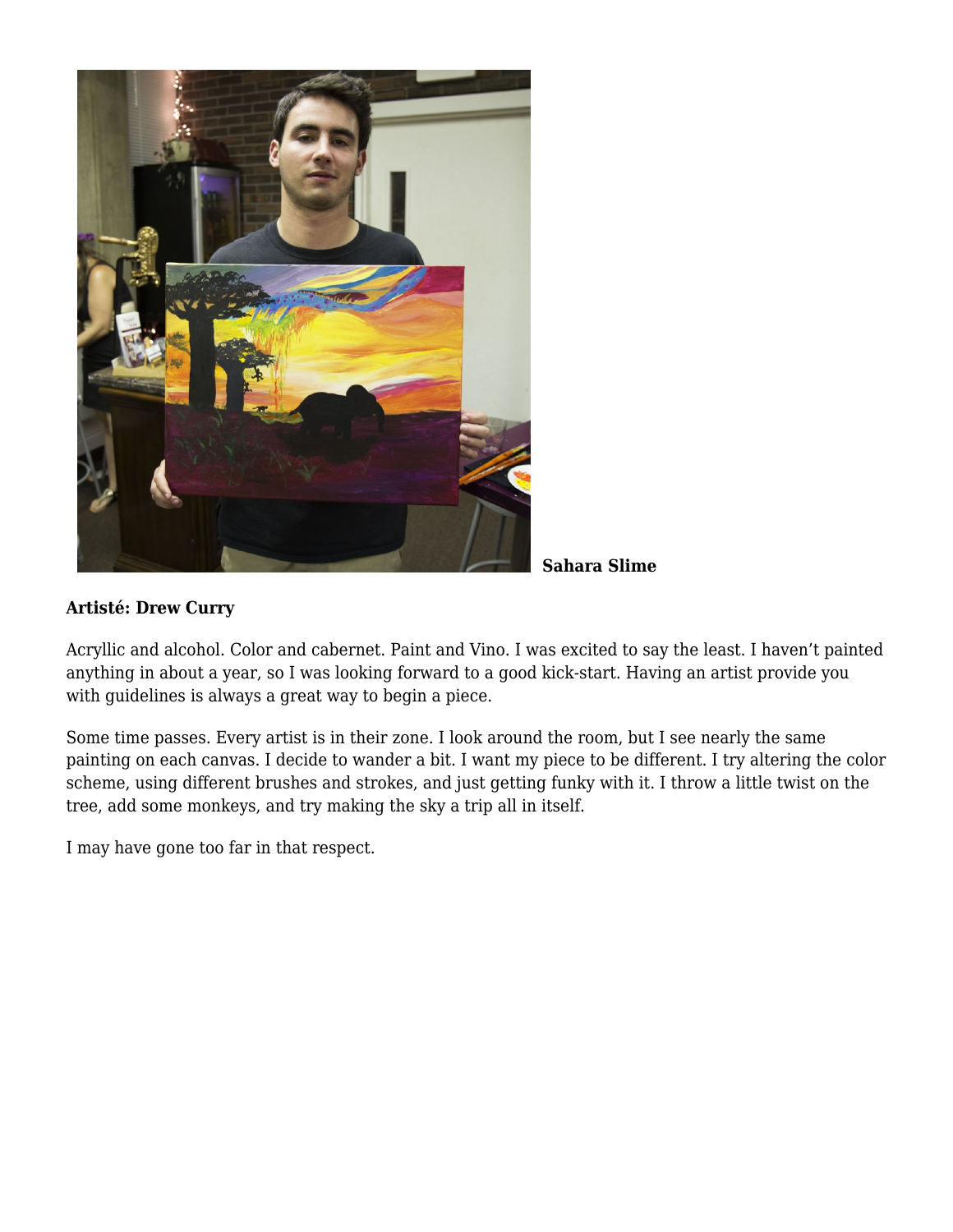**Sahara Slime**

**Artisté: Drew Curry**

Acryllic and alcohol. Color and cabernet. Paint and Vino. I was excited to say the least. I haven't painted anything in about a year, so I was looking forward to a good kick-start. Having an artist provide you with guidelines is always a great way to begin a piece.

Some time passes. Every artist is in their zone. I look around the room, but I see nearly the same painting on each canvas. I decide to wander a bit. I want my piece to be different. I try altering the color scheme, using different brushes and strokes, and just getting funky with it. I throw a little twist on the tree, add some monkeys, and try making the sky a trip all in itself.

I may have gone too far in that respect.